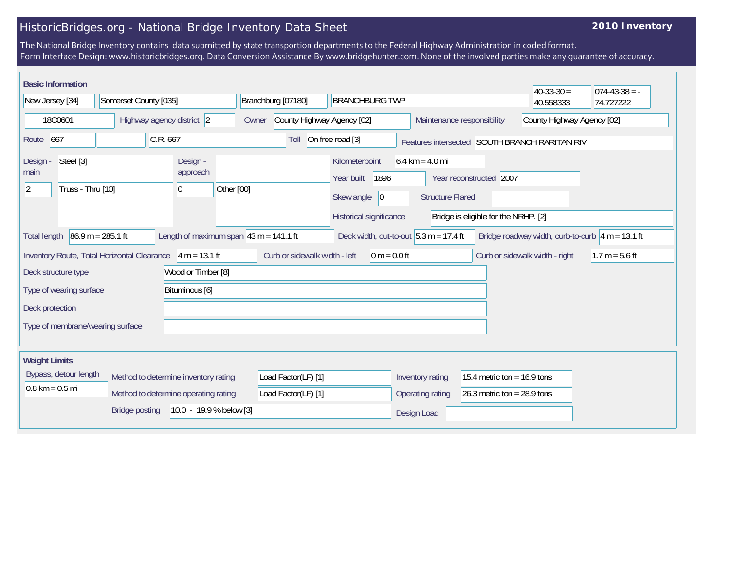# HistoricBridges.org - National Bridge Inventory Data Sheet

**2010 Inventory**

The National Bridge Inventory contains data submitted by state transportion departments to the Federal Highway Administration in coded format.
Form Interface Design: www.historicbridges.org. Data Conversion Assistance By www.bridgehunter.com. None of the involved parties make any guarantee of accuracy.

## Basic Information

| | |
|---|---|
| State | New Jersey [34] |
| County | Somerset County [035] |
| Place | Branchburg [07180] |
| Location | BRANCHBURG TWP |
| Latitude | 40-33-30 = 40.558333 |
| Longitude | 074-43-38 = -74.727222 |
| Structure Number | 18C0601 |
| Highway agency district | 2 |
| Owner | County Highway Agency [02] |
| Maintenance responsibility | County Highway Agency [02] |
| Route | 667 |
| Facility carried | C.R. 667 |
| Toll | On free road [3] |
| Features intersected | SOUTH BRANCH RARITAN RIV |
| Design - main | Steel [3] |
| Design - main (spans) | 2 |
| Design - main (type) | Truss - Thru [10] |
| Design - approach | |
| Design - approach (spans) | 0 |
| Design - approach (type) | Other [00] |
| Kilometerpoint | 6.4 km = 4.0 mi |
| Year built | 1896 |
| Year reconstructed | 2007 |
| Skew angle | 0 |
| Structure Flared | |
| Historical significance | Bridge is eligible for the NRHP. [2] |
| Total length | 86.9 m = 285.1 ft |
| Length of maximum span | 43 m = 141.1 ft |
| Deck width, out-to-out | 5.3 m = 17.4 ft |
| Bridge roadway width, curb-to-curb | 4 m = 13.1 ft |
| Inventory Route, Total Horizontal Clearance | 4 m = 13.1 ft |
| Curb or sidewalk width - left | 0 m = 0.0 ft |
| Curb or sidewalk width - right | 1.7 m = 5.6 ft |
| Deck structure type | Wood or Timber [8] |
| Type of wearing surface | Bituminous [6] |
| Deck protection | |
| Type of membrane/wearing surface | |

## Weight Limits

| | |
|---|---|
| Bypass, detour length | 0.8 km = 0.5 mi |
| Method to determine inventory rating | Load Factor(LF) [1] |
| Method to determine operating rating | Load Factor(LF) [1] |
| Bridge posting | 10.0 - 19.9 % below [3] |
| Inventory rating | 15.4 metric ton = 16.9 tons |
| Operating rating | 26.3 metric ton = 28.9 tons |
| Design Load | |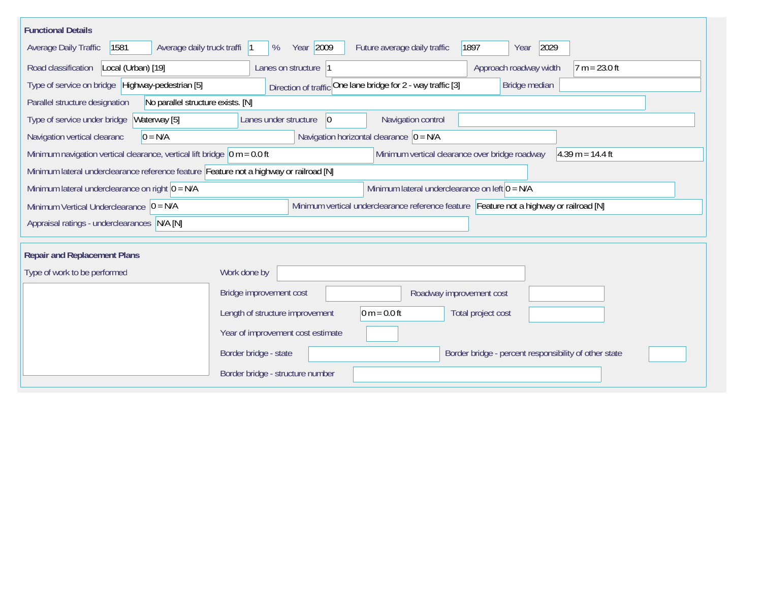## Functional Details

| Field | Value |
|---|---|
| Average Daily Traffic | 1581 |
| Average daily truck traffi | 1 % |
| Year | 2009 |
| Future average daily traffic | 1897 |
| Year | 2029 |
| Road classification | Local (Urban) [19] |
| Lanes on structure | 1 |
| Approach roadway width | 7 m = 23.0 ft |
| Type of service on bridge | Highway-pedestrian [5] |
| Direction of traffic | One lane bridge for 2 - way traffic [3] |
| Bridge median | |
| Parallel structure designation | No parallel structure exists. [N] |
| Type of service under bridge | Waterway [5] |
| Lanes under structure | 0 |
| Navigation control | |
| Navigation vertical clearanc | 0 = N/A |
| Navigation horizontal clearance | 0 = N/A |
| Minimum navigation vertical clearance, vertical lift bridge | 0 m = 0.0 ft |
| Minimum vertical clearance over bridge roadway | 4.39 m = 14.4 ft |
| Minimum lateral underclearance reference feature | Feature not a highway or railroad [N] |
| Minimum lateral underclearance on right | 0 = N/A |
| Minimum lateral underclearance on left | 0 = N/A |
| Minimum Vertical Underclearance | 0 = N/A |
| Minimum vertical underclearance reference feature | Feature not a highway or railroad [N] |
| Appraisal ratings - underclearances | N/A [N] |

## Repair and Replacement Plans

| Field | Value |
|---|---|
| Type of work to be performed | |
| Work done by | |
| Bridge improvement cost | |
| Roadway improvement cost | |
| Length of structure improvement | 0 m = 0.0 ft |
| Total project cost | |
| Year of improvement cost estimate | |
| Border bridge - state | |
| Border bridge - percent responsibility of other state | |
| Border bridge - structure number | |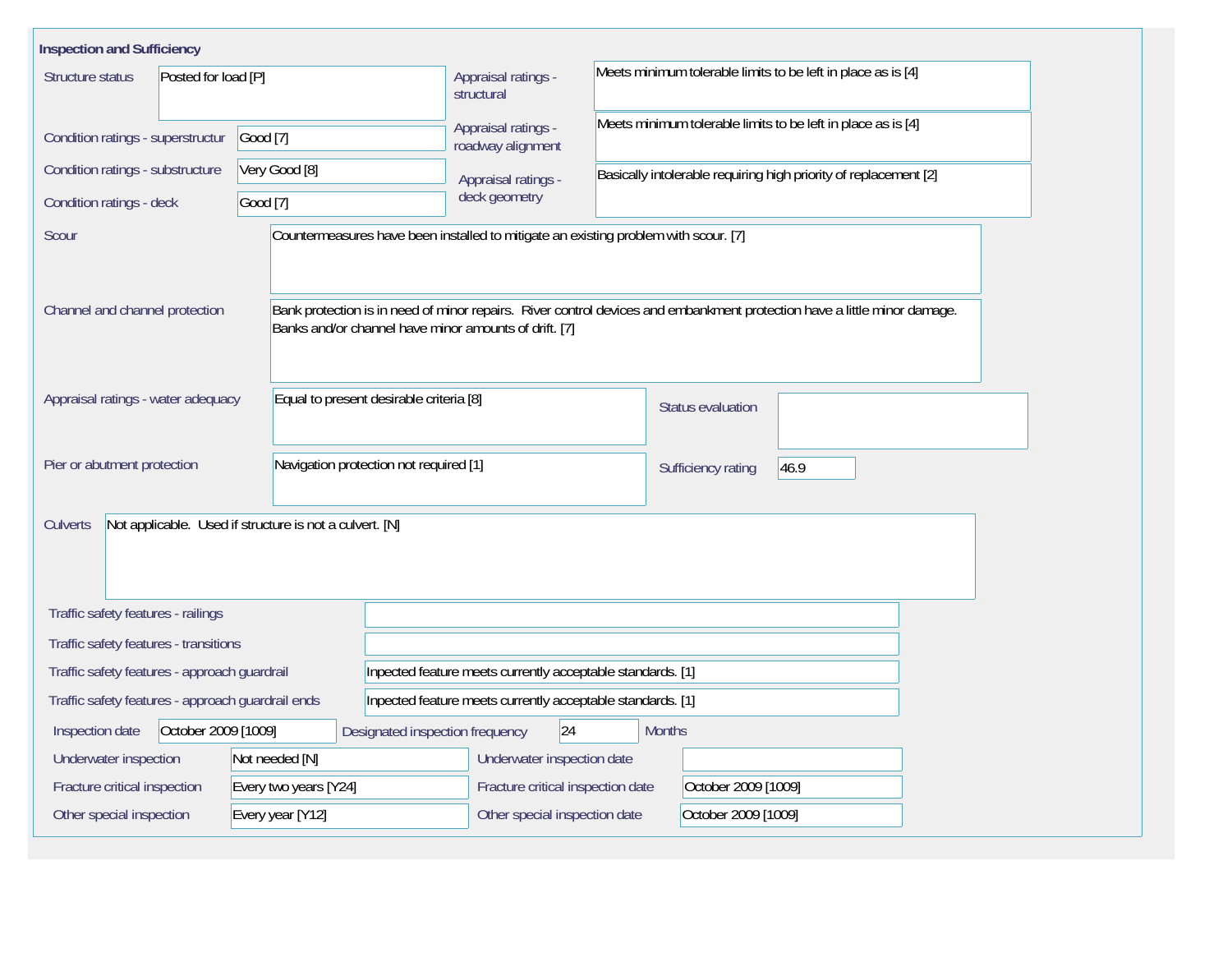## Inspection and Sufficiency

| Field | Value |
|---|---|
| Structure status | Posted for load [P] |
| Condition ratings - superstructur | Good [7] |
| Condition ratings - substructure | Very Good [8] |
| Condition ratings - deck | Good [7] |
| Appraisal ratings - structural | Meets minimum tolerable limits to be left in place as is [4] |
| Appraisal ratings - roadway alignment | Meets minimum tolerable limits to be left in place as is [4] |
| Appraisal ratings - deck geometry | Basically intolerable requiring high priority of replacement [2] |
| Scour | Countermeasures have been installed to mitigate an existing problem with scour. [7] |
| Channel and channel protection | Bank protection is in need of minor repairs. River control devices and embankment protection have a little minor damage. Banks and/or channel have minor amounts of drift. [7] |
| Appraisal ratings - water adequacy | Equal to present desirable criteria [8] |
| Status evaluation | |
| Pier or abutment protection | Navigation protection not required [1] |
| Sufficiency rating | 46.9 |
| Culverts | Not applicable. Used if structure is not a culvert. [N] |
| Traffic safety features - railings | |
| Traffic safety features - transitions | |
| Traffic safety features - approach guardrail | Inpected feature meets currently acceptable standards. [1] |
| Traffic safety features - approach guardrail ends | Inpected feature meets currently acceptable standards. [1] |
| Inspection date | October 2009 [1009] |
| Designated inspection frequency | 24 Months |
| Underwater inspection | Not needed [N] |
| Underwater inspection date | |
| Fracture critical inspection | Every two years [Y24] |
| Fracture critical inspection date | October 2009 [1009] |
| Other special inspection | Every year [Y12] |
| Other special inspection date | October 2009 [1009] |